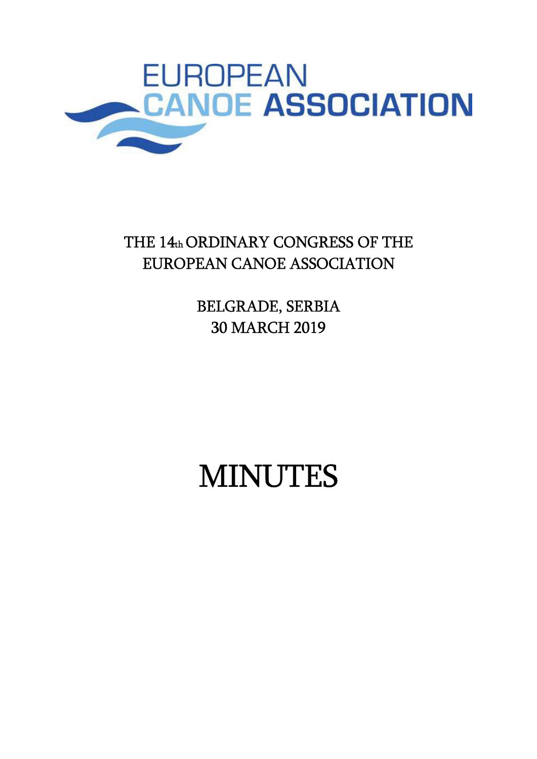EUROPEAN CANOE ASSOCIATION

# THE 14th ORDINARY CONGRESS OF THE EUROPEAN CANOE ASSOCIATION

BELGRADE, SERBIA
30 MARCH 2019

# MINUTES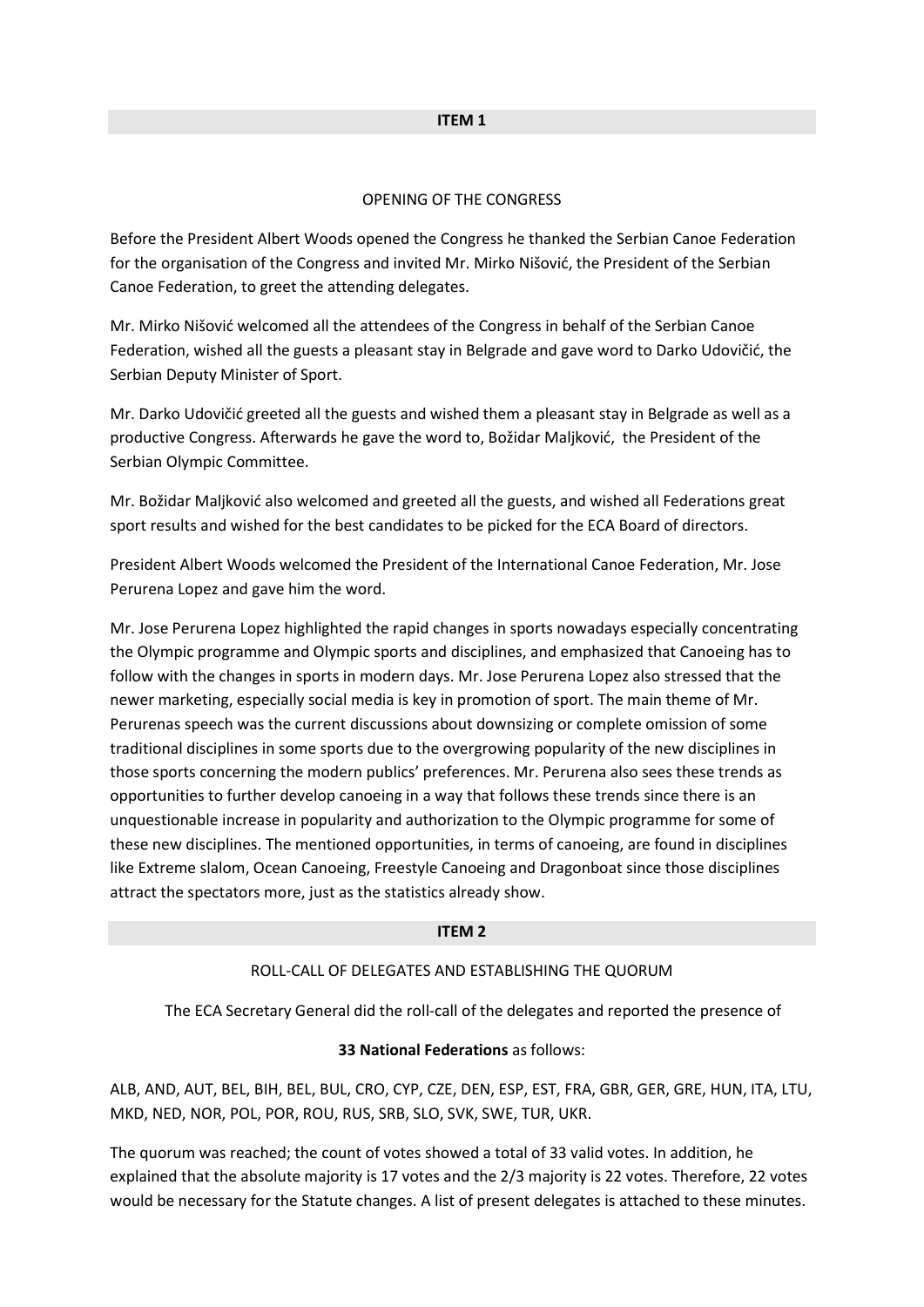**ITEM 1**

OPENING OF THE CONGRESS

Before the President Albert Woods opened the Congress he thanked the Serbian Canoe Federation for the organisation of the Congress and invited Mr. Mirko Nišović, the President of the Serbian Canoe Federation, to greet the attending delegates.

Mr. Mirko Nišović welcomed all the attendees of the Congress in behalf of the Serbian Canoe Federation, wished all the guests a pleasant stay in Belgrade and gave word to Darko Udovičić, the Serbian Deputy Minister of Sport.

Mr. Darko Udovičić greeted all the guests and wished them a pleasant stay in Belgrade as well as a productive Congress. Afterwards he gave the word to, Božidar Maljković, the President of the Serbian Olympic Committee.

Mr. Božidar Maljković also welcomed and greeted all the guests, and wished all Federations great sport results and wished for the best candidates to be picked for the ECA Board of directors.

President Albert Woods welcomed the President of the International Canoe Federation, Mr. Jose Perurena Lopez and gave him the word.

Mr. Jose Perurena Lopez highlighted the rapid changes in sports nowadays especially concentrating the Olympic programme and Olympic sports and disciplines, and emphasized that Canoeing has to follow with the changes in sports in modern days. Mr. Jose Perurena Lopez also stressed that the newer marketing, especially social media is key in promotion of sport. The main theme of Mr. Perurenas speech was the current discussions about downsizing or complete omission of some traditional disciplines in some sports due to the overgrowing popularity of the new disciplines in those sports concerning the modern publics' preferences. Mr. Perurena also sees these trends as opportunities to further develop canoeing in a way that follows these trends since there is an unquestionable increase in popularity and authorization to the Olympic programme for some of these new disciplines. The mentioned opportunities, in terms of canoeing, are found in disciplines like Extreme slalom, Ocean Canoeing, Freestyle Canoeing and Dragonboat since those disciplines attract the spectators more, just as the statistics already show.

**ITEM 2**

ROLL-CALL OF DELEGATES AND ESTABLISHING THE QUORUM

The ECA Secretary General did the roll-call of the delegates and reported the presence of

**33 National Federations** as follows:

ALB, AND, AUT, BEL, BIH, BEL, BUL, CRO, CYP, CZE, DEN, ESP, EST, FRA, GBR, GER, GRE, HUN, ITA, LTU, MKD, NED, NOR, POL, POR, ROU, RUS, SRB, SLO, SVK, SWE, TUR, UKR.

The quorum was reached; the count of votes showed a total of 33 valid votes. In addition, he explained that the absolute majority is 17 votes and the 2/3 majority is 22 votes. Therefore, 22 votes would be necessary for the Statute changes. A list of present delegates is attached to these minutes.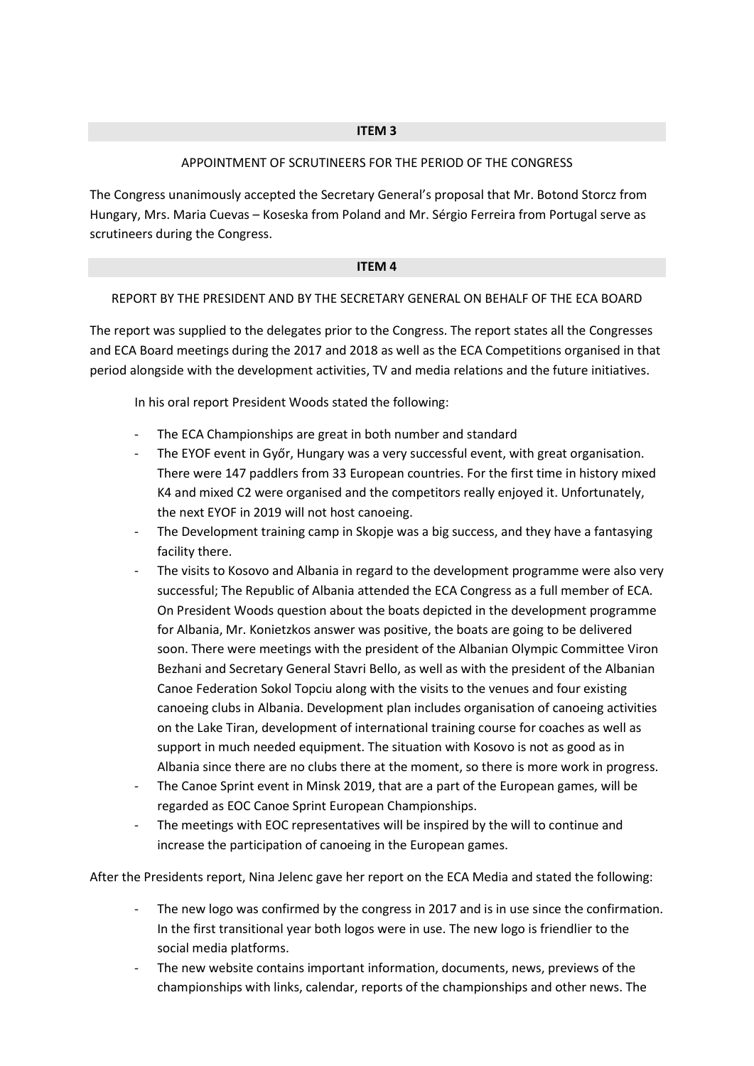**ITEM 3**

APPOINTMENT OF SCRUTINEERS FOR THE PERIOD OF THE CONGRESS

The Congress unanimously accepted the Secretary General's proposal that Mr. Botond Storcz from Hungary, Mrs. Maria Cuevas – Koseska from Poland and Mr. Sérgio Ferreira from Portugal serve as scrutineers during the Congress.

**ITEM 4**

REPORT BY THE PRESIDENT AND BY THE SECRETARY GENERAL ON BEHALF OF THE ECA BOARD

The report was supplied to the delegates prior to the Congress. The report states all the Congresses and ECA Board meetings during the 2017 and 2018 as well as the ECA Competitions organised in that period alongside with the development activities, TV and media relations and the future initiatives.

In his oral report President Woods stated the following:

- The ECA Championships are great in both number and standard
- The EYOF event in Győr, Hungary was a very successful event, with great organisation. There were 147 paddlers from 33 European countries. For the first time in history mixed K4 and mixed C2 were organised and the competitors really enjoyed it. Unfortunately, the next EYOF in 2019 will not host canoeing.
- The Development training camp in Skopje was a big success, and they have a fantasying facility there.
- The visits to Kosovo and Albania in regard to the development programme were also very successful; The Republic of Albania attended the ECA Congress as a full member of ECA. On President Woods question about the boats depicted in the development programme for Albania, Mr. Konietzkos answer was positive, the boats are going to be delivered soon. There were meetings with the president of the Albanian Olympic Committee Viron Bezhani and Secretary General Stavri Bello, as well as with the president of the Albanian Canoe Federation Sokol Topciu along with the visits to the venues and four existing canoeing clubs in Albania. Development plan includes organisation of canoeing activities on the Lake Tiran, development of international training course for coaches as well as support in much needed equipment. The situation with Kosovo is not as good as in Albania since there are no clubs there at the moment, so there is more work in progress.
- The Canoe Sprint event in Minsk 2019, that are a part of the European games, will be regarded as EOC Canoe Sprint European Championships.
- The meetings with EOC representatives will be inspired by the will to continue and increase the participation of canoeing in the European games.

After the Presidents report, Nina Jelenc gave her report on the ECA Media and stated the following:

- The new logo was confirmed by the congress in 2017 and is in use since the confirmation. In the first transitional year both logos were in use. The new logo is friendlier to the social media platforms.
- The new website contains important information, documents, news, previews of the championships with links, calendar, reports of the championships and other news. The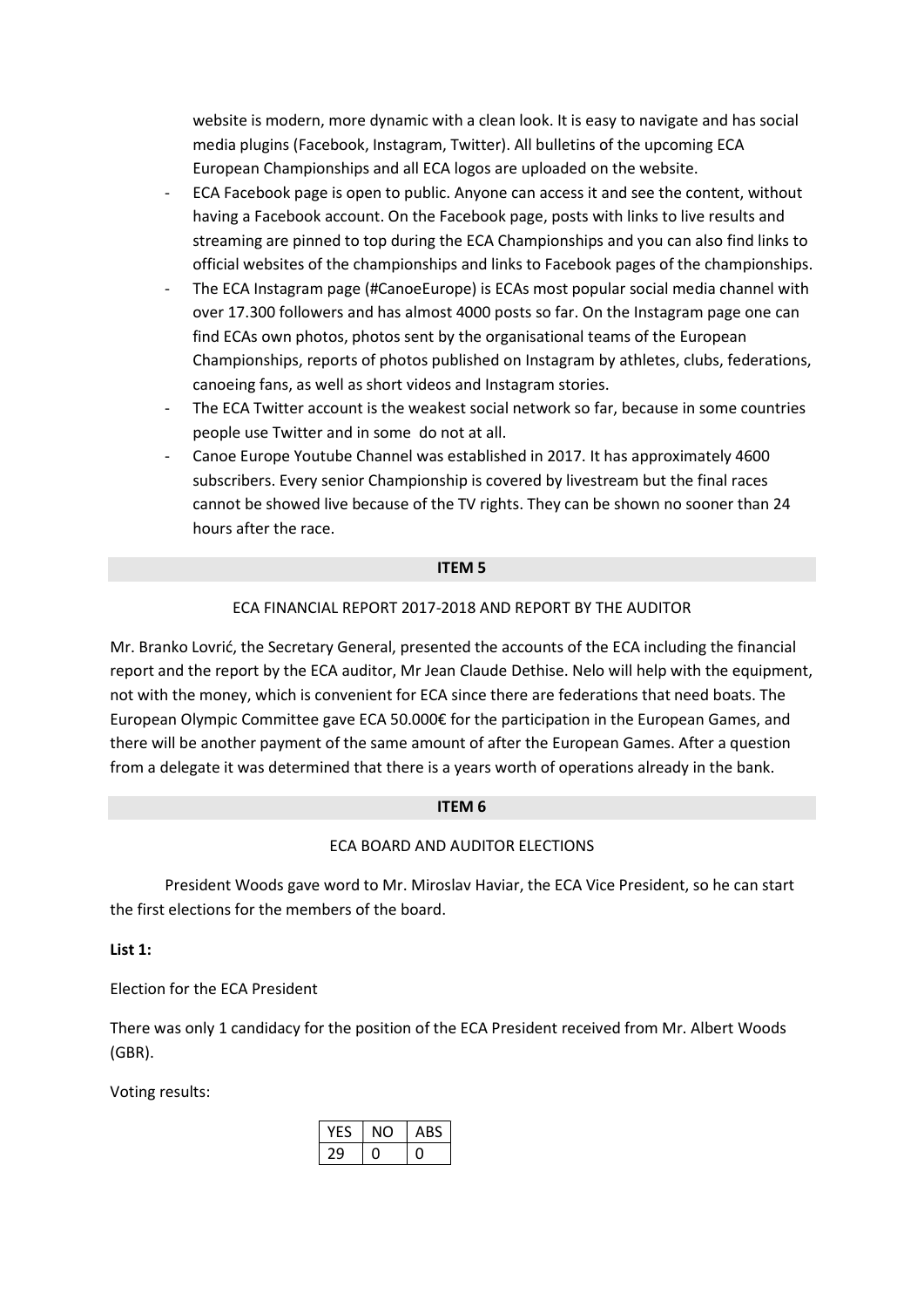website is modern, more dynamic with a clean look. It is easy to navigate and has social media plugins (Facebook, Instagram, Twitter). All bulletins of the upcoming ECA European Championships and all ECA logos are uploaded on the website.

- ECA Facebook page is open to public. Anyone can access it and see the content, without having a Facebook account. On the Facebook page, posts with links to live results and streaming are pinned to top during the ECA Championships and you can also find links to official websites of the championships and links to Facebook pages of the championships.
- The ECA Instagram page (#CanoeEurope) is ECAs most popular social media channel with over 17.300 followers and has almost 4000 posts so far. On the Instagram page one can find ECAs own photos, photos sent by the organisational teams of the European Championships, reports of photos published on Instagram by athletes, clubs, federations, canoeing fans, as well as short videos and Instagram stories.
- The ECA Twitter account is the weakest social network so far, because in some countries people use Twitter and in some do not at all.
- Canoe Europe Youtube Channel was established in 2017. It has approximately 4600 subscribers. Every senior Championship is covered by livestream but the final races cannot be showed live because of the TV rights. They can be shown no sooner than 24 hours after the race.

## ITEM 5

ECA FINANCIAL REPORT 2017-2018 AND REPORT BY THE AUDITOR

Mr. Branko Lovrić, the Secretary General, presented the accounts of the ECA including the financial report and the report by the ECA auditor, Mr Jean Claude Dethise. Nelo will help with the equipment, not with the money, which is convenient for ECA since there are federations that need boats. The European Olympic Committee gave ECA 50.000€ for the participation in the European Games, and there will be another payment of the same amount of after the European Games. After a question from a delegate it was determined that there is a years worth of operations already in the bank.

## ITEM 6

ECA BOARD AND AUDITOR ELECTIONS

President Woods gave word to Mr. Miroslav Haviar, the ECA Vice President, so he can start the first elections for the members of the board.

**List 1:**

Election for the ECA President

There was only 1 candidacy for the position of the ECA President received from Mr. Albert Woods (GBR).

Voting results:

| YES | NO | ABS |
|---|---|---|
| 29 | 0 | 0 |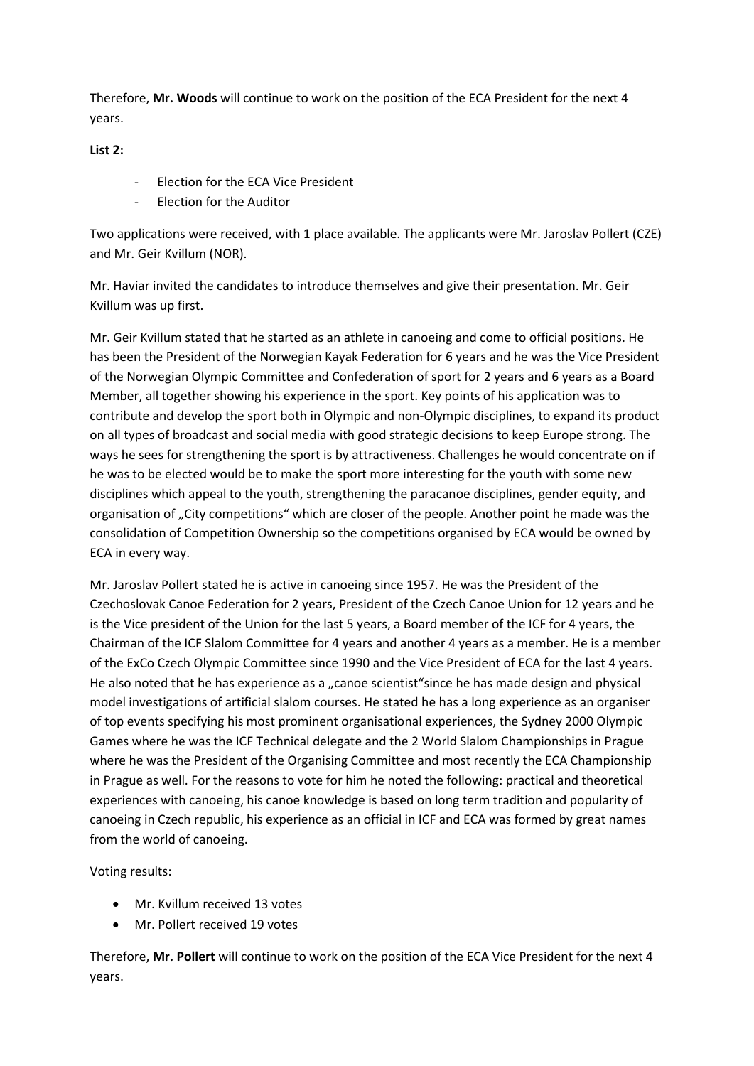Therefore, **Mr. Woods** will continue to work on the position of the ECA President for the next 4 years.

**List 2:**

- Election for the ECA Vice President
- Election for the Auditor

Two applications were received, with 1 place available. The applicants were Mr. Jaroslav Pollert (CZE) and Mr. Geir Kvillum (NOR).

Mr. Haviar invited the candidates to introduce themselves and give their presentation. Mr. Geir Kvillum was up first.

Mr. Geir Kvillum stated that he started as an athlete in canoeing and come to official positions. He has been the President of the Norwegian Kayak Federation for 6 years and he was the Vice President of the Norwegian Olympic Committee and Confederation of sport for 2 years and 6 years as a Board Member, all together showing his experience in the sport. Key points of his application was to contribute and develop the sport both in Olympic and non-Olympic disciplines, to expand its product on all types of broadcast and social media with good strategic decisions to keep Europe strong. The ways he sees for strengthening the sport is by attractiveness. Challenges he would concentrate on if he was to be elected would be to make the sport more interesting for the youth with some new disciplines which appeal to the youth, strengthening the paracanoe disciplines, gender equity, and organisation of „City competitions" which are closer of the people. Another point he made was the consolidation of Competition Ownership so the competitions organised by ECA would be owned by ECA in every way.

Mr. Jaroslav Pollert stated he is active in canoeing since 1957. He was the President of the Czechoslovak Canoe Federation for 2 years, President of the Czech Canoe Union for 12 years and he is the Vice president of the Union for the last 5 years, a Board member of the ICF for 4 years, the Chairman of the ICF Slalom Committee for 4 years and another 4 years as a member. He is a member of the ExCo Czech Olympic Committee since 1990 and the Vice President of ECA for the last 4 years. He also noted that he has experience as a „canoe scientist"since he has made design and physical model investigations of artificial slalom courses. He stated he has a long experience as an organiser of top events specifying his most prominent organisational experiences, the Sydney 2000 Olympic Games where he was the ICF Technical delegate and the 2 World Slalom Championships in Prague where he was the President of the Organising Committee and most recently the ECA Championship in Prague as well. For the reasons to vote for him he noted the following: practical and theoretical experiences with canoeing, his canoe knowledge is based on long term tradition and popularity of canoeing in Czech republic, his experience as an official in ICF and ECA was formed by great names from the world of canoeing.

Voting results:

- Mr. Kvillum received 13 votes
- Mr. Pollert received 19 votes

Therefore, **Mr. Pollert** will continue to work on the position of the ECA Vice President for the next 4 years.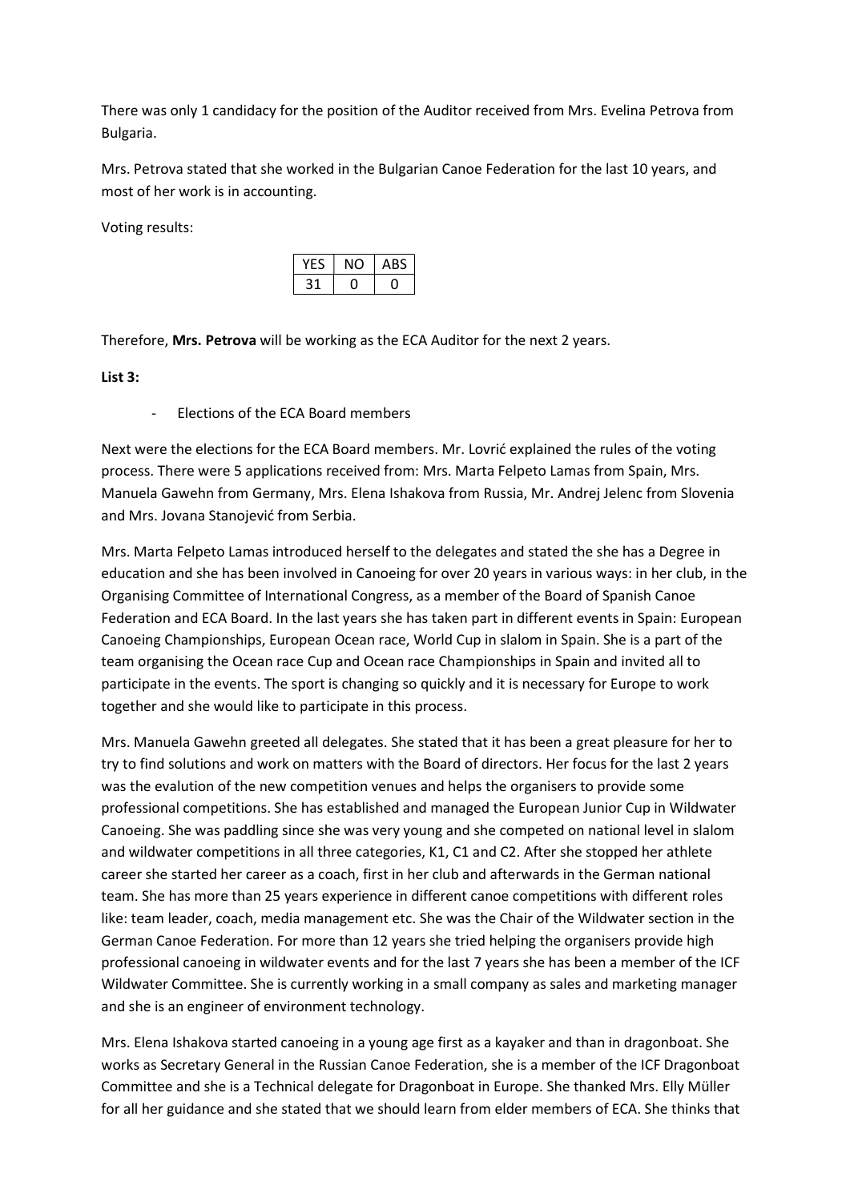There was only 1 candidacy for the position of the Auditor received from Mrs. Evelina Petrova from Bulgaria.

Mrs. Petrova stated that she worked in the Bulgarian Canoe Federation for the last 10 years, and most of her work is in accounting.

Voting results:

| YES | NO | ABS |
|---|---|---|
| 31 | 0 | 0 |

Therefore, **Mrs. Petrova** will be working as the ECA Auditor for the next 2 years.

**List 3:**

- Elections of the ECA Board members

Next were the elections for the ECA Board members. Mr. Lovrić explained the rules of the voting process. There were 5 applications received from: Mrs. Marta Felpeto Lamas from Spain, Mrs. Manuela Gawehn from Germany, Mrs. Elena Ishakova from Russia, Mr. Andrej Jelenc from Slovenia and Mrs. Jovana Stanojević from Serbia.

Mrs. Marta Felpeto Lamas introduced herself to the delegates and stated the she has a Degree in education and she has been involved in Canoeing for over 20 years in various ways: in her club, in the Organising Committee of International Congress, as a member of the Board of Spanish Canoe Federation and ECA Board. In the last years she has taken part in different events in Spain: European Canoeing Championships, European Ocean race, World Cup in slalom in Spain. She is a part of the team organising the Ocean race Cup and Ocean race Championships in Spain and invited all to participate in the events. The sport is changing so quickly and it is necessary for Europe to work together and she would like to participate in this process.

Mrs. Manuela Gawehn greeted all delegates. She stated that it has been a great pleasure for her to try to find solutions and work on matters with the Board of directors. Her focus for the last 2 years was the evalution of the new competition venues and helps the organisers to provide some professional competitions. She has established and managed the European Junior Cup in Wildwater Canoeing. She was paddling since she was very young and she competed on national level in slalom and wildwater competitions in all three categories, K1, C1 and C2. After she stopped her athlete career she started her career as a coach, first in her club and afterwards in the German national team. She has more than 25 years experience in different canoe competitions with different roles like: team leader, coach, media management etc. She was the Chair of the Wildwater section in the German Canoe Federation. For more than 12 years she tried helping the organisers provide high professional canoeing in wildwater events and for the last 7 years she has been a member of the ICF Wildwater Committee. She is currently working in a small company as sales and marketing manager and she is an engineer of environment technology.

Mrs. Elena Ishakova started canoeing in a young age first as a kayaker and than in dragonboat. She works as Secretary General in the Russian Canoe Federation, she is a member of the ICF Dragonboat Committee and she is a Technical delegate for Dragonboat in Europe. She thanked Mrs. Elly Müller for all her guidance and she stated that we should learn from elder members of ECA. She thinks that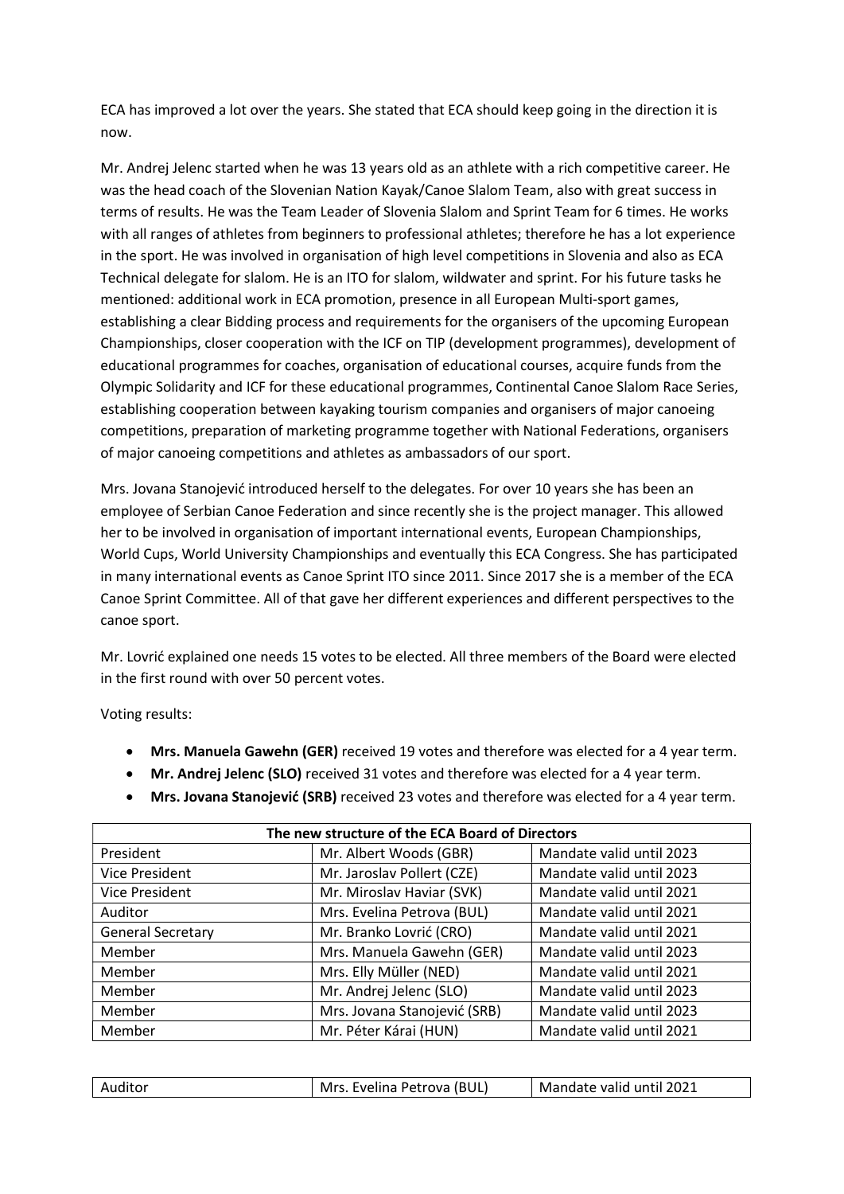ECA has improved a lot over the years. She stated that ECA should keep going in the direction it is now.

Mr. Andrej Jelenc started when he was 13 years old as an athlete with a rich competitive career. He was the head coach of the Slovenian Nation Kayak/Canoe Slalom Team, also with great success in terms of results. He was the Team Leader of Slovenia Slalom and Sprint Team for 6 times. He works with all ranges of athletes from beginners to professional athletes; therefore he has a lot experience in the sport. He was involved in organisation of high level competitions in Slovenia and also as ECA Technical delegate for slalom. He is an ITO for slalom, wildwater and sprint. For his future tasks he mentioned: additional work in ECA promotion, presence in all European Multi-sport games, establishing a clear Bidding process and requirements for the organisers of the upcoming European Championships, closer cooperation with the ICF on TIP (development programmes), development of educational programmes for coaches, organisation of educational courses, acquire funds from the Olympic Solidarity and ICF for these educational programmes, Continental Canoe Slalom Race Series, establishing cooperation between kayaking tourism companies and organisers of major canoeing competitions, preparation of marketing programme together with National Federations, organisers of major canoeing competitions and athletes as ambassadors of our sport.

Mrs. Jovana Stanojević introduced herself to the delegates. For over 10 years she has been an employee of Serbian Canoe Federation and since recently she is the project manager. This allowed her to be involved in organisation of important international events, European Championships, World Cups, World University Championships and eventually this ECA Congress. She has participated in many international events as Canoe Sprint ITO since 2011. Since 2017 she is a member of the ECA Canoe Sprint Committee. All of that gave her different experiences and different perspectives to the canoe sport.

Mr. Lovrić explained one needs 15 votes to be elected. All three members of the Board were elected in the first round with over 50 percent votes.

Voting results:

- **Mrs. Manuela Gawehn (GER)** received 19 votes and therefore was elected for a 4 year term.
- **Mr. Andrej Jelenc (SLO)** received 31 votes and therefore was elected for a 4 year term.
- **Mrs. Jovana Stanojević (SRB)** received 23 votes and therefore was elected for a 4 year term.

| The new structure of the ECA Board of Directors | | |
|---|---|---|
| President | Mr. Albert Woods (GBR) | Mandate valid until 2023 |
| Vice President | Mr. Jaroslav Pollert (CZE) | Mandate valid until 2023 |
| Vice President | Mr. Miroslav Haviar (SVK) | Mandate valid until 2021 |
| Auditor | Mrs. Evelina Petrova (BUL) | Mandate valid until 2021 |
| General Secretary | Mr. Branko Lovrić (CRO) | Mandate valid until 2021 |
| Member | Mrs. Manuela Gawehn (GER) | Mandate valid until 2023 |
| Member | Mrs. Elly Müller (NED) | Mandate valid until 2021 |
| Member | Mr. Andrej Jelenc (SLO) | Mandate valid until 2023 |
| Member | Mrs. Jovana Stanojević (SRB) | Mandate valid until 2023 |
| Member | Mr. Péter Kárai (HUN) | Mandate valid until 2021 |

| Auditor | Mrs. Evelina Petrova (BUL) | Mandate valid until 2021 |
|---|---|---|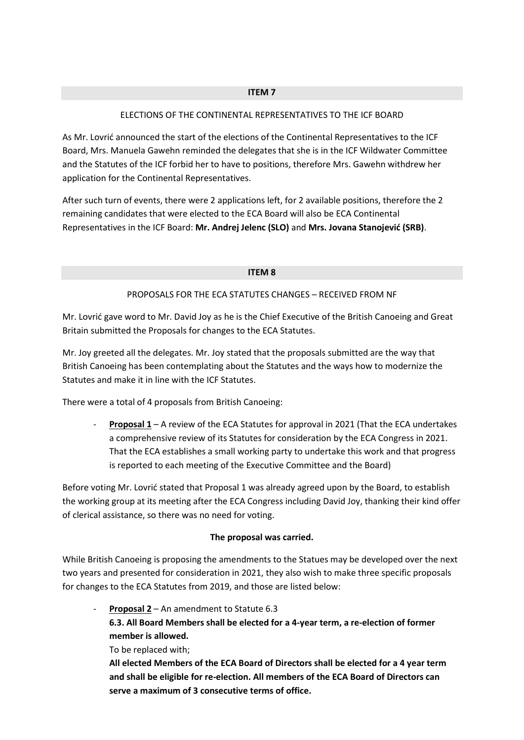## ITEM 7

ELECTIONS OF THE CONTINENTAL REPRESENTATIVES TO THE ICF BOARD

As Mr. Lovrić announced the start of the elections of the Continental Representatives to the ICF Board, Mrs. Manuela Gawehn reminded the delegates that she is in the ICF Wildwater Committee and the Statutes of the ICF forbid her to have to positions, therefore Mrs. Gawehn withdrew her application for the Continental Representatives.

After such turn of events, there were 2 applications left, for 2 available positions, therefore the 2 remaining candidates that were elected to the ECA Board will also be ECA Continental Representatives in the ICF Board: **Mr. Andrej Jelenc (SLO)** and **Mrs. Jovana Stanojević (SRB)**.

## ITEM 8

PROPOSALS FOR THE ECA STATUTES CHANGES – RECEIVED FROM NF

Mr. Lovrić gave word to Mr. David Joy as he is the Chief Executive of the British Canoeing and Great Britain submitted the Proposals for changes to the ECA Statutes.

Mr. Joy greeted all the delegates. Mr. Joy stated that the proposals submitted are the way that British Canoeing has been contemplating about the Statutes and the ways how to modernize the Statutes and make it in line with the ICF Statutes.

There were a total of 4 proposals from British Canoeing:

- **Proposal 1** – A review of the ECA Statutes for approval in 2021 (That the ECA undertakes a comprehensive review of its Statutes for consideration by the ECA Congress in 2021. That the ECA establishes a small working party to undertake this work and that progress is reported to each meeting of the Executive Committee and the Board)

Before voting Mr. Lovrić stated that Proposal 1 was already agreed upon by the Board, to establish the working group at its meeting after the ECA Congress including David Joy, thanking their kind offer of clerical assistance, so there was no need for voting.

**The proposal was carried.**

While British Canoeing is proposing the amendments to the Statues may be developed over the next two years and presented for consideration in 2021, they also wish to make three specific proposals for changes to the ECA Statutes from 2019, and those are listed below:

- **Proposal 2** – An amendment to Statute 6.3
  **6.3. All Board Members shall be elected for a 4-year term, a re-election of former member is allowed.**
  To be replaced with;
  **All elected Members of the ECA Board of Directors shall be elected for a 4 year term and shall be eligible for re-election. All members of the ECA Board of Directors can serve a maximum of 3 consecutive terms of office.**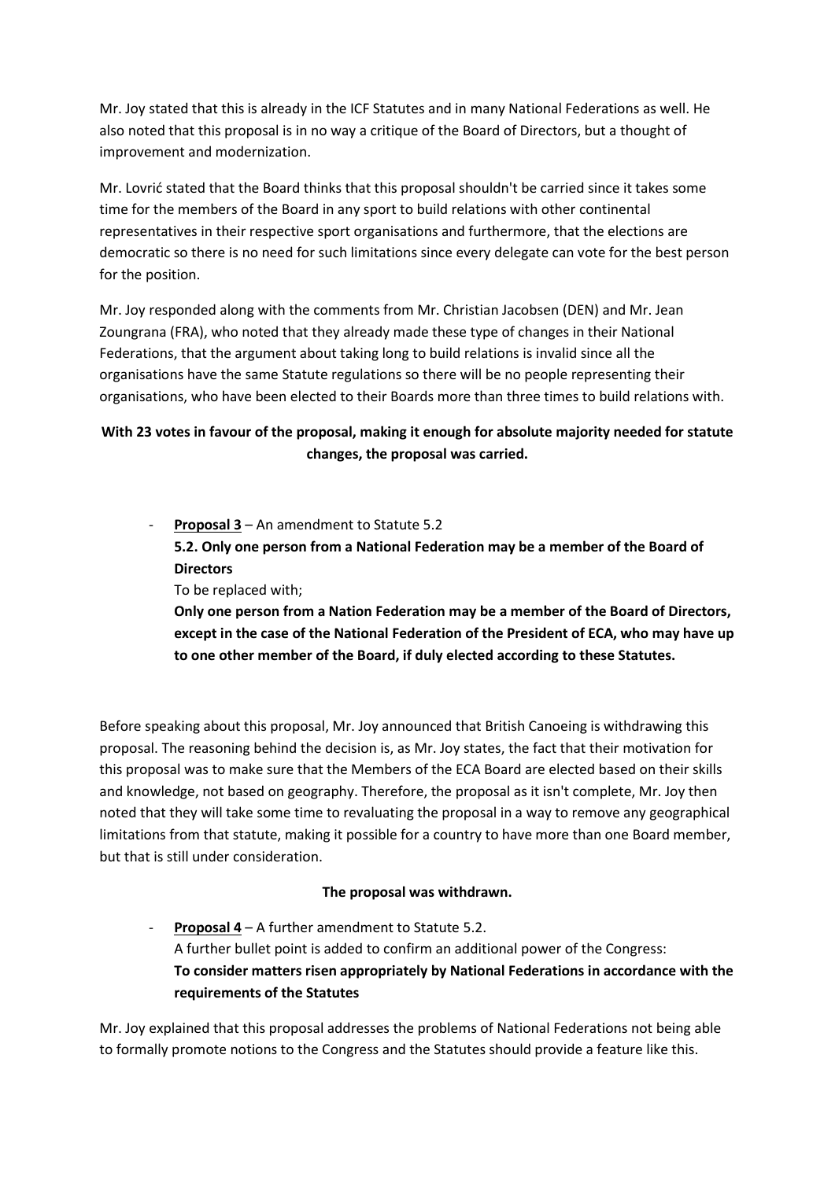Mr. Joy stated that this is already in the ICF Statutes and in many National Federations as well. He also noted that this proposal is in no way a critique of the Board of Directors, but a thought of improvement and modernization.

Mr. Lovrić stated that the Board thinks that this proposal shouldn't be carried since it takes some time for the members of the Board in any sport to build relations with other continental representatives in their respective sport organisations and furthermore, that the elections are democratic so there is no need for such limitations since every delegate can vote for the best person for the position.

Mr. Joy responded along with the comments from Mr. Christian Jacobsen (DEN) and Mr. Jean Zoungrana (FRA), who noted that they already made these type of changes in their National Federations, that the argument about taking long to build relations is invalid since all the organisations have the same Statute regulations so there will be no people representing their organisations, who have been elected to their Boards more than three times to build relations with.

**With 23 votes in favour of the proposal, making it enough for absolute majority needed for statute changes, the proposal was carried.**

- **Proposal 3** – An amendment to Statute 5.2

  **5.2. Only one person from a National Federation may be a member of the Board of Directors**

  To be replaced with;

  **Only one person from a Nation Federation may be a member of the Board of Directors, except in the case of the National Federation of the President of ECA, who may have up to one other member of the Board, if duly elected according to these Statutes.**

Before speaking about this proposal, Mr. Joy announced that British Canoeing is withdrawing this proposal. The reasoning behind the decision is, as Mr. Joy states, the fact that their motivation for this proposal was to make sure that the Members of the ECA Board are elected based on their skills and knowledge, not based on geography. Therefore, the proposal as it isn't complete, Mr. Joy then noted that they will take some time to revaluating the proposal in a way to remove any geographical limitations from that statute, making it possible for a country to have more than one Board member, but that is still under consideration.

**The proposal was withdrawn.**

- **Proposal 4** – A further amendment to Statute 5.2.

  A further bullet point is added to confirm an additional power of the Congress:

  **To consider matters risen appropriately by National Federations in accordance with the requirements of the Statutes**

Mr. Joy explained that this proposal addresses the problems of National Federations not being able to formally promote notions to the Congress and the Statutes should provide a feature like this.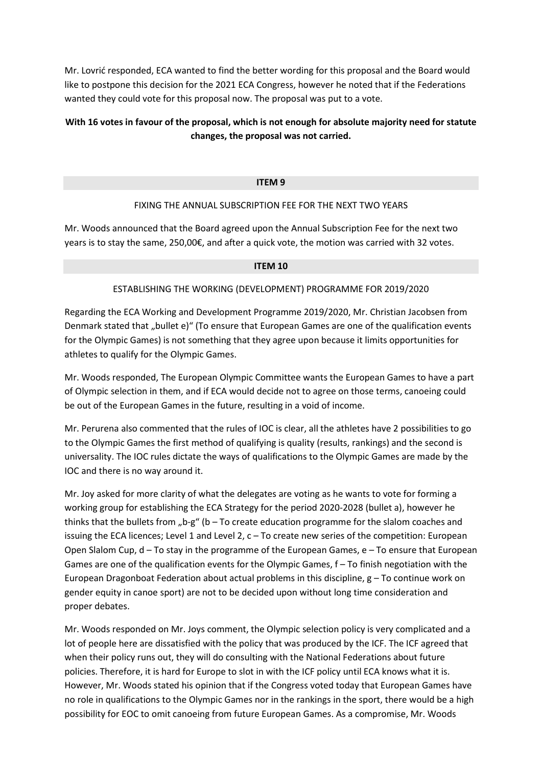Mr. Lovrić responded, ECA wanted to find the better wording for this proposal and the Board would like to postpone this decision for the 2021 ECA Congress, however he noted that if the Federations wanted they could vote for this proposal now. The proposal was put to a vote.

**With 16 votes in favour of the proposal, which is not enough for absolute majority need for statute changes, the proposal was not carried.**

## ITEM 9

FIXING THE ANNUAL SUBSCRIPTION FEE FOR THE NEXT TWO YEARS

Mr. Woods announced that the Board agreed upon the Annual Subscription Fee for the next two years is to stay the same, 250,00€, and after a quick vote, the motion was carried with 32 votes.

## ITEM 10

ESTABLISHING THE WORKING (DEVELOPMENT) PROGRAMME FOR 2019/2020

Regarding the ECA Working and Development Programme 2019/2020, Mr. Christian Jacobsen from Denmark stated that „bullet e)" (To ensure that European Games are one of the qualification events for the Olympic Games) is not something that they agree upon because it limits opportunities for athletes to qualify for the Olympic Games.

Mr. Woods responded, The European Olympic Committee wants the European Games to have a part of Olympic selection in them, and if ECA would decide not to agree on those terms, canoeing could be out of the European Games in the future, resulting in a void of income.

Mr. Perurena also commented that the rules of IOC is clear, all the athletes have 2 possibilities to go to the Olympic Games the first method of qualifying is quality (results, rankings) and the second is universality. The IOC rules dictate the ways of qualifications to the Olympic Games are made by the IOC and there is no way around it.

Mr. Joy asked for more clarity of what the delegates are voting as he wants to vote for forming a working group for establishing the ECA Strategy for the period 2020-2028 (bullet a), however he thinks that the bullets from „b-g" (b – To create education programme for the slalom coaches and issuing the ECA licences; Level 1 and Level 2, c – To create new series of the competition: European Open Slalom Cup, d – To stay in the programme of the European Games, e – To ensure that European Games are one of the qualification events for the Olympic Games, f – To finish negotiation with the European Dragonboat Federation about actual problems in this discipline, g – To continue work on gender equity in canoe sport) are not to be decided upon without long time consideration and proper debates.

Mr. Woods responded on Mr. Joys comment, the Olympic selection policy is very complicated and a lot of people here are dissatisfied with the policy that was produced by the ICF. The ICF agreed that when their policy runs out, they will do consulting with the National Federations about future policies. Therefore, it is hard for Europe to slot in with the ICF policy until ECA knows what it is. However, Mr. Woods stated his opinion that if the Congress voted today that European Games have no role in qualifications to the Olympic Games nor in the rankings in the sport, there would be a high possibility for EOC to omit canoeing from future European Games. As a compromise, Mr. Woods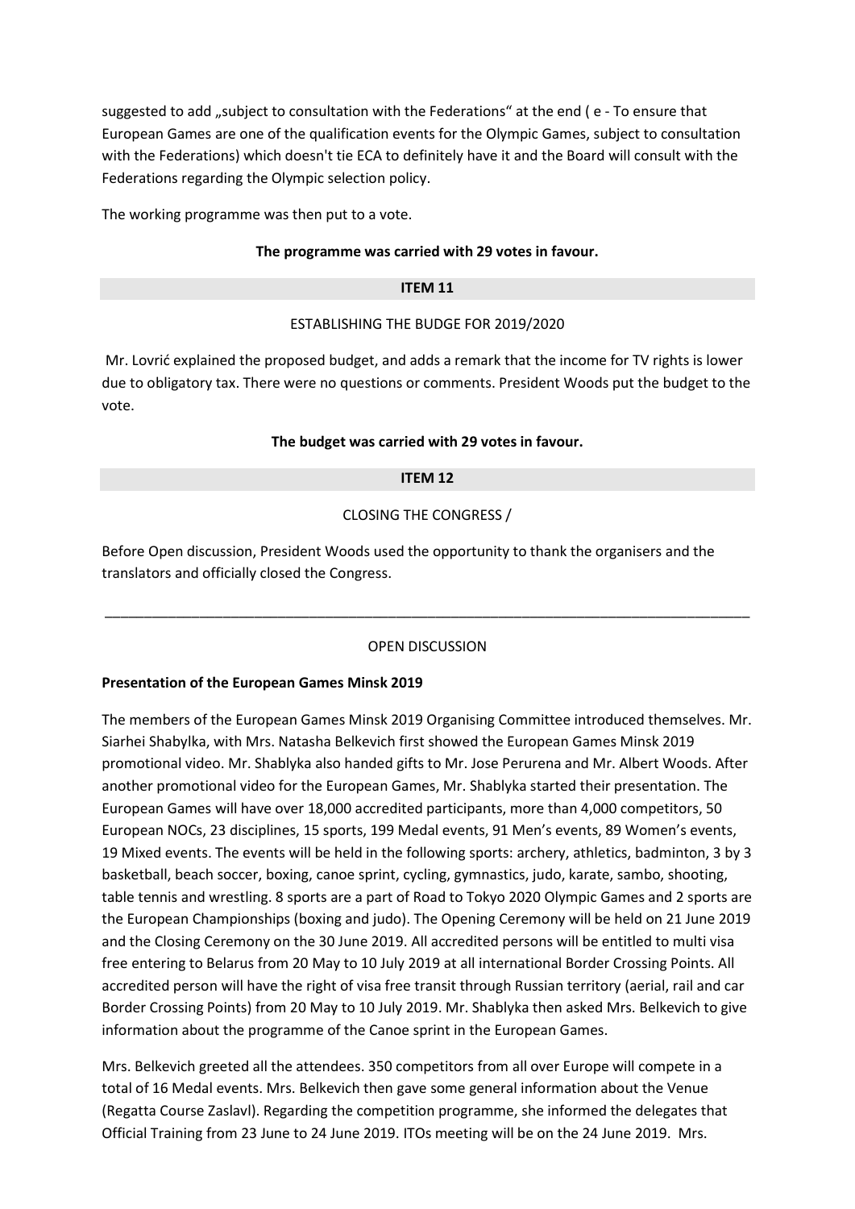suggested to add „subject to consultation with the Federations" at the end ( e - To ensure that European Games are one of the qualification events for the Olympic Games, subject to consultation with the Federations) which doesn't tie ECA to definitely have it and the Board will consult with the Federations regarding the Olympic selection policy.

The working programme was then put to a vote.

**The programme was carried with 29 votes in favour.**

**ITEM 11**

ESTABLISHING THE BUDGE FOR 2019/2020

Mr. Lovrić explained the proposed budget, and adds a remark that the income for TV rights is lower due to obligatory tax. There were no questions or comments. President Woods put the budget to the vote.

**The budget was carried with 29 votes in favour.**

**ITEM 12**

CLOSING THE CONGRESS /

Before Open discussion, President Woods used the opportunity to thank the organisers and the translators and officially closed the Congress.

---

OPEN DISCUSSION

**Presentation of the European Games Minsk 2019**

The members of the European Games Minsk 2019 Organising Committee introduced themselves. Mr. Siarhei Shabylka, with Mrs. Natasha Belkevich first showed the European Games Minsk 2019 promotional video. Mr. Shablyka also handed gifts to Mr. Jose Perurena and Mr. Albert Woods. After another promotional video for the European Games, Mr. Shablyka started their presentation. The European Games will have over 18,000 accredited participants, more than 4,000 competitors, 50 European NOCs, 23 disciplines, 15 sports, 199 Medal events, 91 Men's events, 89 Women's events, 19 Mixed events. The events will be held in the following sports: archery, athletics, badminton, 3 by 3 basketball, beach soccer, boxing, canoe sprint, cycling, gymnastics, judo, karate, sambo, shooting, table tennis and wrestling. 8 sports are a part of Road to Tokyo 2020 Olympic Games and 2 sports are the European Championships (boxing and judo). The Opening Ceremony will be held on 21 June 2019 and the Closing Ceremony on the 30 June 2019. All accredited persons will be entitled to multi visa free entering to Belarus from 20 May to 10 July 2019 at all international Border Crossing Points. All accredited person will have the right of visa free transit through Russian territory (aerial, rail and car Border Crossing Points) from 20 May to 10 July 2019. Mr. Shablyka then asked Mrs. Belkevich to give information about the programme of the Canoe sprint in the European Games.

Mrs. Belkevich greeted all the attendees. 350 competitors from all over Europe will compete in a total of 16 Medal events. Mrs. Belkevich then gave some general information about the Venue (Regatta Course Zaslavl). Regarding the competition programme, she informed the delegates that Official Training from 23 June to 24 June 2019. ITOs meeting will be on the 24 June 2019. Mrs.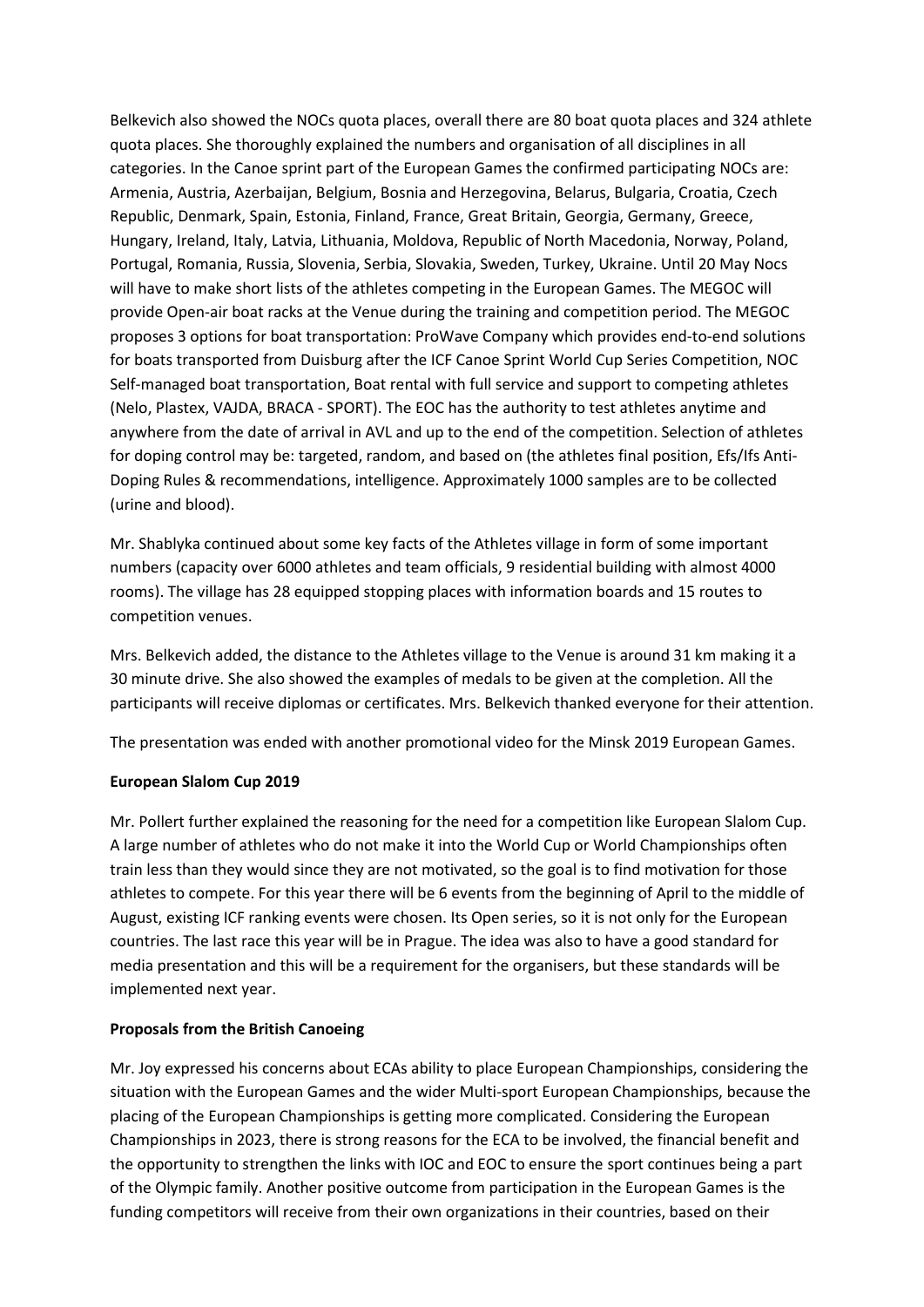Belkevich also showed the NOCs quota places, overall there are 80 boat quota places and 324 athlete quota places. She thoroughly explained the numbers and organisation of all disciplines in all categories. In the Canoe sprint part of the European Games the confirmed participating NOCs are: Armenia, Austria, Azerbaijan, Belgium, Bosnia and Herzegovina, Belarus, Bulgaria, Croatia, Czech Republic, Denmark, Spain, Estonia, Finland, France, Great Britain, Georgia, Germany, Greece, Hungary, Ireland, Italy, Latvia, Lithuania, Moldova, Republic of North Macedonia, Norway, Poland, Portugal, Romania, Russia, Slovenia, Serbia, Slovakia, Sweden, Turkey, Ukraine. Until 20 May Nocs will have to make short lists of the athletes competing in the European Games. The MEGOC will provide Open-air boat racks at the Venue during the training and competition period. The MEGOC proposes 3 options for boat transportation: ProWave Company which provides end-to-end solutions for boats transported from Duisburg after the ICF Canoe Sprint World Cup Series Competition, NOC Self-managed boat transportation, Boat rental with full service and support to competing athletes (Nelo, Plastex, VAJDA, BRACA - SPORT). The EOC has the authority to test athletes anytime and anywhere from the date of arrival in AVL and up to the end of the competition. Selection of athletes for doping control may be: targeted, random, and based on (the athletes final position, Efs/Ifs Anti-Doping Rules & recommendations, intelligence. Approximately 1000 samples are to be collected (urine and blood).

Mr. Shablyka continued about some key facts of the Athletes village in form of some important numbers (capacity over 6000 athletes and team officials, 9 residential building with almost 4000 rooms). The village has 28 equipped stopping places with information boards and 15 routes to competition venues.

Mrs. Belkevich added, the distance to the Athletes village to the Venue is around 31 km making it a 30 minute drive. She also showed the examples of medals to be given at the completion. All the participants will receive diplomas or certificates. Mrs. Belkevich thanked everyone for their attention.

The presentation was ended with another promotional video for the Minsk 2019 European Games.

**European Slalom Cup 2019**

Mr. Pollert further explained the reasoning for the need for a competition like European Slalom Cup. A large number of athletes who do not make it into the World Cup or World Championships often train less than they would since they are not motivated, so the goal is to find motivation for those athletes to compete. For this year there will be 6 events from the beginning of April to the middle of August, existing ICF ranking events were chosen. Its Open series, so it is not only for the European countries. The last race this year will be in Prague. The idea was also to have a good standard for media presentation and this will be a requirement for the organisers, but these standards will be implemented next year.

**Proposals from the British Canoeing**

Mr. Joy expressed his concerns about ECAs ability to place European Championships, considering the situation with the European Games and the wider Multi-sport European Championships, because the placing of the European Championships is getting more complicated. Considering the European Championships in 2023, there is strong reasons for the ECA to be involved, the financial benefit and the opportunity to strengthen the links with IOC and EOC to ensure the sport continues being a part of the Olympic family. Another positive outcome from participation in the European Games is the funding competitors will receive from their own organizations in their countries, based on their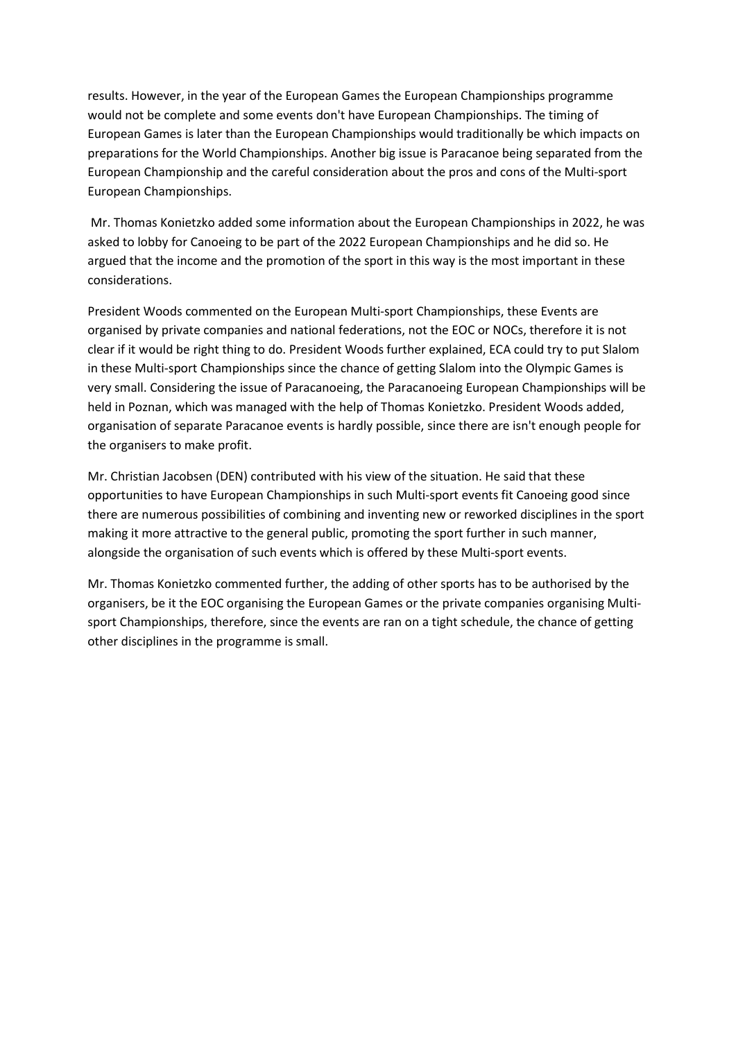results. However, in the year of the European Games the European Championships programme would not be complete and some events don't have European Championships. The timing of European Games is later than the European Championships would traditionally be which impacts on preparations for the World Championships. Another big issue is Paracanoe being separated from the European Championship and the careful consideration about the pros and cons of the Multi-sport European Championships.

Mr. Thomas Konietzko added some information about the European Championships in 2022, he was asked to lobby for Canoeing to be part of the 2022 European Championships and he did so. He argued that the income and the promotion of the sport in this way is the most important in these considerations.

President Woods commented on the European Multi-sport Championships, these Events are organised by private companies and national federations, not the EOC or NOCs, therefore it is not clear if it would be right thing to do. President Woods further explained, ECA could try to put Slalom in these Multi-sport Championships since the chance of getting Slalom into the Olympic Games is very small. Considering the issue of Paracanoeing, the Paracanoeing European Championships will be held in Poznan, which was managed with the help of Thomas Konietzko. President Woods added, organisation of separate Paracanoe events is hardly possible, since there are isn't enough people for the organisers to make profit.

Mr. Christian Jacobsen (DEN) contributed with his view of the situation. He said that these opportunities to have European Championships in such Multi-sport events fit Canoeing good since there are numerous possibilities of combining and inventing new or reworked disciplines in the sport making it more attractive to the general public, promoting the sport further in such manner, alongside the organisation of such events which is offered by these Multi-sport events.

Mr. Thomas Konietzko commented further, the adding of other sports has to be authorised by the organisers, be it the EOC organising the European Games or the private companies organising Multi-sport Championships, therefore, since the events are ran on a tight schedule, the chance of getting other disciplines in the programme is small.